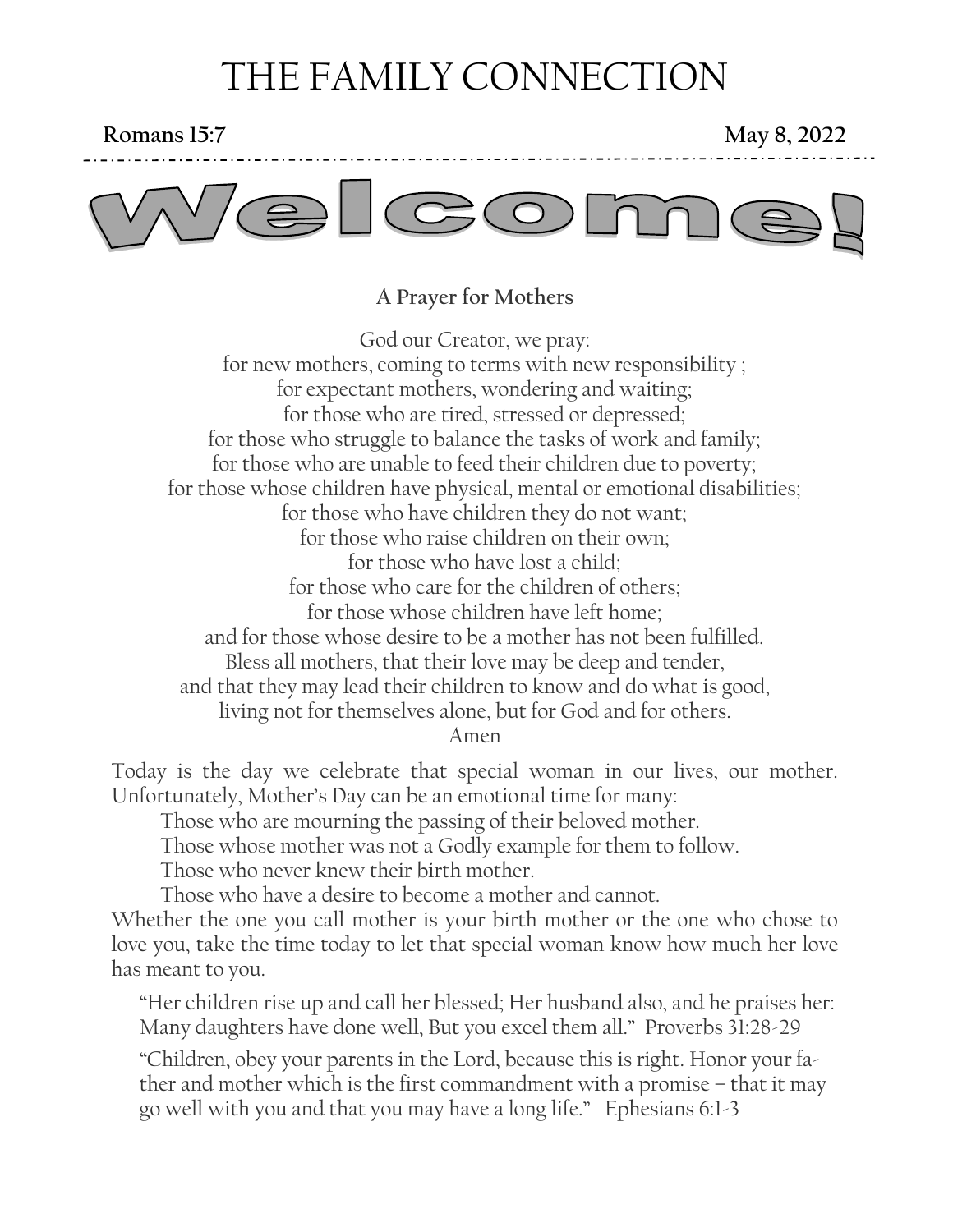# THE FAMILY CONNECTION

**Romans 15:7** **May 8, 2022**

# Welcome!

**A Prayer for Mothers**

God our Creator, we pray:
for new mothers, coming to terms with new responsibility ;
for expectant mothers, wondering and waiting;
for those who are tired, stressed or depressed;
for those who struggle to balance the tasks of work and family;
for those who are unable to feed their children due to poverty;
for those whose children have physical, mental or emotional disabilities;
for those who have children they do not want;
for those who raise children on their own;
for those who have lost a child;
for those who care for the children of others;
for those whose children have left home;
and for those whose desire to be a mother has not been fulfilled.
Bless all mothers, that their love may be deep and tender,
and that they may lead their children to know and do what is good,
living not for themselves alone, but for God and for others.
Amen

Today is the day we celebrate that special woman in our lives, our mother. Unfortunately, Mother's Day can be an emotional time for many:

Those who are mourning the passing of their beloved mother.
Those whose mother was not a Godly example for them to follow.
Those who never knew their birth mother.
Those who have a desire to become a mother and cannot.

Whether the one you call mother is your birth mother or the one who chose to love you, take the time today to let that special woman know how much her love has meant to you.

"Her children rise up and call her blessed; Her husband also, and he praises her: Many daughters have done well, But you excel them all." Proverbs 31:28-29

"Children, obey your parents in the Lord, because this is right. Honor your father and mother which is the first commandment with a promise – that it may go well with you and that you may have a long life." Ephesians 6:1-3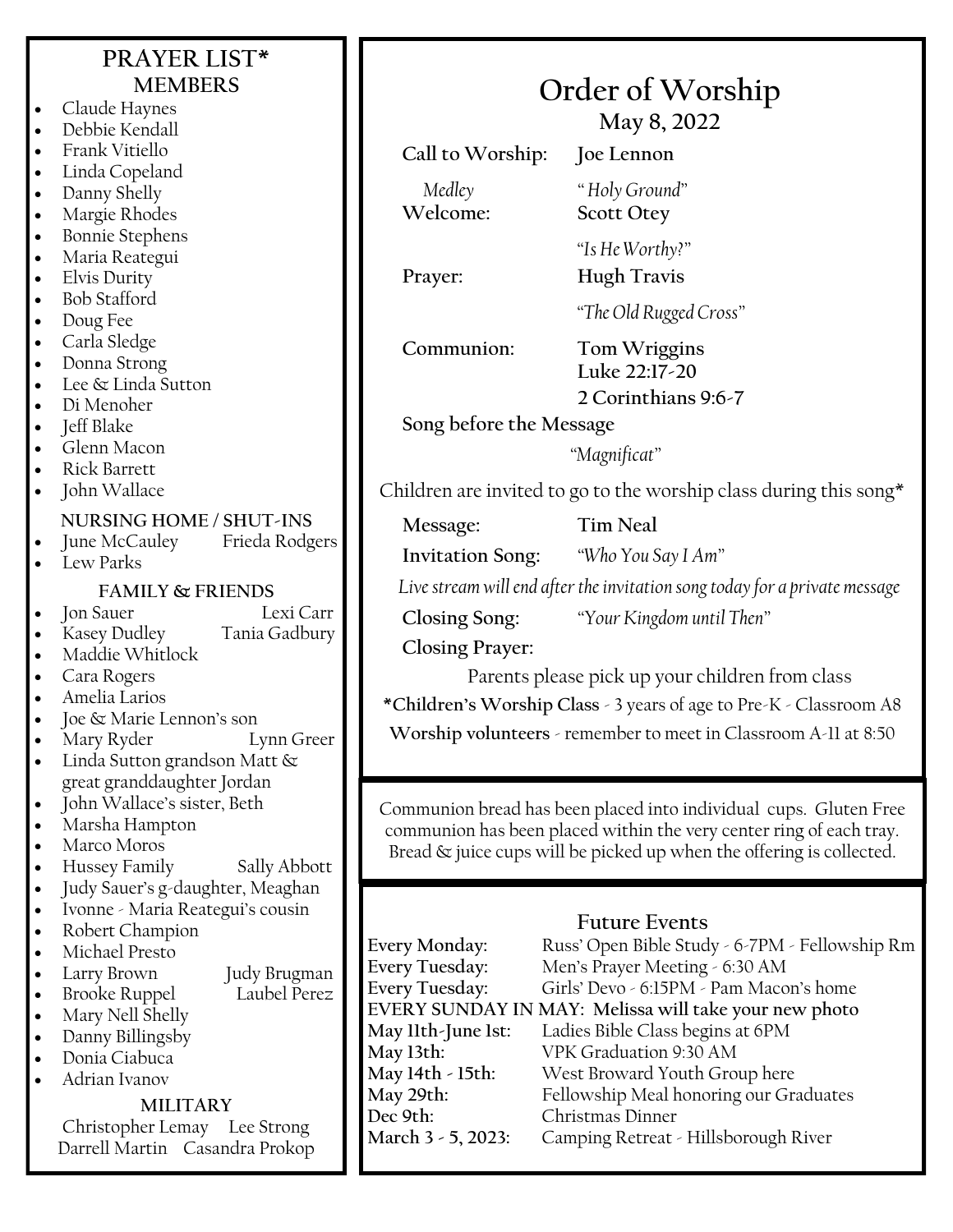## PRAYER LIST*

### MEMBERS

- Claude Haynes
- Debbie Kendall
- Frank Vitiello
- Linda Copeland
- Danny Shelly
- Margie Rhodes
- Bonnie Stephens
- Maria Reategui
- Elvis Durity
- Bob Stafford
- Doug Fee
- Carla Sledge
- Donna Strong
- Lee & Linda Sutton
- Di Menoher
- Jeff Blake
- Glenn Macon
- Rick Barrett
- John Wallace

### NURSING HOME / SHUT-INS

- June McCauley    Frieda Rodgers
- Lew Parks

### FAMILY & FRIENDS

- Jon Sauer    Lexi Carr
- Kasey Dudley    Tania Gadbury
- Maddie Whitlock
- Cara Rogers
- Amelia Larios
- Joe & Marie Lennon's son
- Mary Ryder    Lynn Greer
- Linda Sutton grandson Matt & great granddaughter Jordan
- John Wallace's sister, Beth
- Marsha Hampton
- Marco Moros
- Hussey Family    Sally Abbott
- Judy Sauer's g-daughter, Meaghan
- Ivonne - Maria Reategui's cousin
- Robert Champion
- Michael Presto
- Larry Brown    Judy Brugman
- Brooke Ruppel    Laubel Perez
- Mary Nell Shelly
- Danny Billingsby
- Donia Ciabuca
- Adrian Ivanov

### MILITARY

Christopher Lemay    Lee Strong
Darrell Martin    Casandra Prokop

# Order of Worship

**May 8, 2022**

**Call to Worship:** **Joe Lennon**

*Medley* *" Holy Ground"*

**Welcome:** **Scott Otey**

*"Is He Worthy?"*

**Prayer:** **Hugh Travis**

*"The Old Rugged Cross"*

**Communion:** **Tom Wriggins**
**Luke 22:17-20**
**2 Corinthians 9:6-7**

**Song before the Message**

*"Magnificat"*

Children are invited to go to the worship class during this song*

**Message:** **Tim Neal**

**Invitation Song:** *"Who You Say I Am"*

*Live stream will end after the invitation song today for a private message*

**Closing Song:** *"Your Kingdom until Then"*

**Closing Prayer:**

Parents please pick up your children from class

***Children's Worship Class** - 3 years of age to Pre-K - Classroom A8

**Worship volunteers** - remember to meet in Classroom A-11 at 8:50

Communion bread has been placed into individual cups. Gluten Free communion has been placed within the very center ring of each tray. Bread & juice cups will be picked up when the offering is collected.

### Future Events

**Every Monday:** Russ' Open Bible Study - 6-7PM - Fellowship Rm
**Every Tuesday:** Men's Prayer Meeting - 6:30 AM
**Every Tuesday:** Girls' Devo - 6:15PM - Pam Macon's home
**EVERY SUNDAY IN MAY: Melissa will take your new photo**
**May 11th-June 1st:** Ladies Bible Class begins at 6PM
**May 13th:** VPK Graduation 9:30 AM
**May 14th - 15th:** West Broward Youth Group here
**May 29th:** Fellowship Meal honoring our Graduates
**Dec 9th:** Christmas Dinner
**March 3 - 5, 2023:** Camping Retreat - Hillsborough River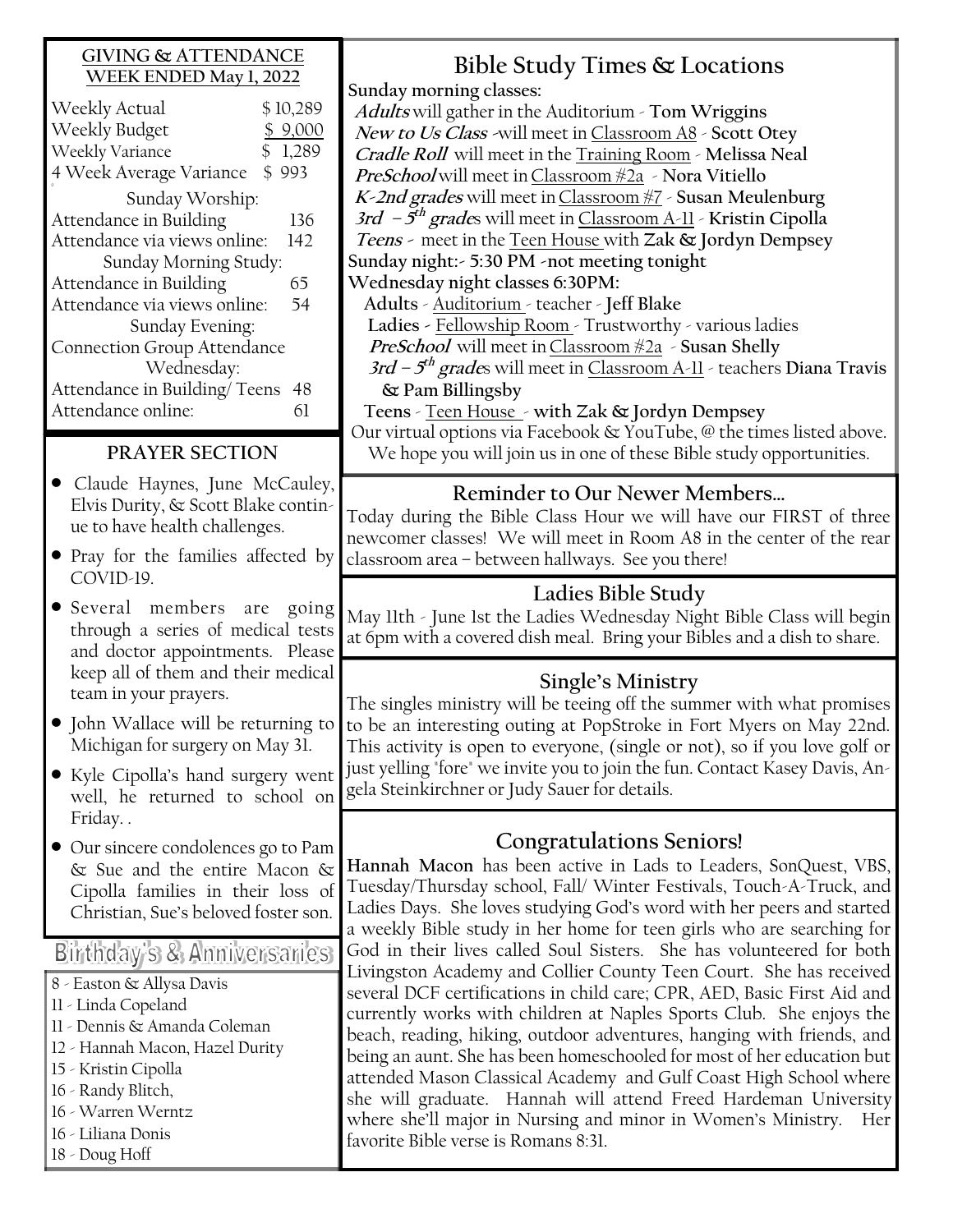## GIVING & ATTENDANCE
## WEEK ENDED May 1, 2022

| | |
|---|---|
| Weekly Actual | $10,289 |
| Weekly Budget | $ 9,000 |
| Weekly Variance | $ 1,289 |
| 4 Week Average Variance | $ 993 |

Sunday Worship:

| | |
|---|---|
| Attendance in Building | 136 |
| Attendance via views online: | 142 |

Sunday Morning Study:

| | |
|---|---|
| Attendance in Building | 65 |
| Attendance via views online: | 54 |

Sunday Evening:

Connection Group Attendance

Wednesday:

| | |
|---|---|
| Attendance in Building/ Teens | 48 |
| Attendance online: | 61 |

## PRAYER SECTION

- Claude Haynes, June McCauley, Elvis Durity, & Scott Blake continue to have health challenges.
- Pray for the families affected by COVID-19.
- Several members are going through a series of medical tests and doctor appointments. Please keep all of them and their medical team in your prayers.
- John Wallace will be returning to Michigan for surgery on May 31.
- Kyle Cipolla's hand surgery went well, he returned to school on Friday. .
- Our sincere condolences go to Pam & Sue and the entire Macon & Cipolla families in their loss of Christian, Sue's beloved foster son.

## Birthday's & Anniversaries

8 - Easton & Allysa Davis
11 - Linda Copeland
11 - Dennis & Amanda Coleman
12 - Hannah Macon, Hazel Durity
15 - Kristin Cipolla
16 - Randy Blitch,
16 - Warren Werntz
16 - Liliana Donis
18 - Doug Hoff

## Bible Study Times & Locations

**Sunday morning classes:**

***Adults*** will gather in the Auditorium - **Tom Wriggins**
***New to Us Class*** -will meet in Classroom A8 - **Scott Otey**
***Cradle Roll*** will meet in the Training Room - **Melissa Neal**
***PreSchool*** will meet in Classroom #2a - **Nora Vitiello**
***K-2nd grades*** will meet in Classroom #7 - **Susan Meulenburg**
***3rd – 5th grades*** will meet in Classroom A-11 - **Kristin Cipolla**
***Teens*** - meet in the Teen House with **Zak & Jordyn Dempsey**

**Sunday night:- 5:30 PM -not meeting tonight**

**Wednesday night classes 6:30PM:**

**Adults** - Auditorium - teacher - **Jeff Blake**
**Ladies** - Fellowship Room - Trustworthy - various ladies
***PreSchool*** will meet in Classroom #2a - **Susan Shelly**
***3rd – 5th grades*** will meet in Classroom A-11 - teachers **Diana Travis & Pam Billingsby**
**Teens** - Teen House - **with Zak & Jordyn Dempsey**

Our virtual options via Facebook & YouTube, @ the times listed above. We hope you will join us in one of these Bible study opportunities.

## Reminder to Our Newer Members…

Today during the Bible Class Hour we will have our FIRST of three newcomer classes! We will meet in Room A8 in the center of the rear classroom area – between hallways. See you there!

## Ladies Bible Study

May 11th - June 1st the Ladies Wednesday Night Bible Class will begin at 6pm with a covered dish meal. Bring your Bibles and a dish to share.

## Single's Ministry

The singles ministry will be teeing off the summer with what promises to be an interesting outing at PopStroke in Fort Myers on May 22nd. This activity is open to everyone, (single or not), so if you love golf or just yelling "fore" we invite you to join the fun. Contact Kasey Davis, Angela Steinkirchner or Judy Sauer for details.

## Congratulations Seniors!

**Hannah Macon** has been active in Lads to Leaders, SonQuest, VBS, Tuesday/Thursday school, Fall/ Winter Festivals, Touch-A-Truck, and Ladies Days. She loves studying God's word with her peers and started a weekly Bible study in her home for teen girls who are searching for God in their lives called Soul Sisters. She has volunteered for both Livingston Academy and Collier County Teen Court. She has received several DCF certifications in child care; CPR, AED, Basic First Aid and currently works with children at Naples Sports Club. She enjoys the beach, reading, hiking, outdoor adventures, hanging with friends, and being an aunt. She has been homeschooled for most of her education but attended Mason Classical Academy and Gulf Coast High School where she will graduate. Hannah will attend Freed Hardeman University where she'll major in Nursing and minor in Women's Ministry. Her favorite Bible verse is Romans 8:31.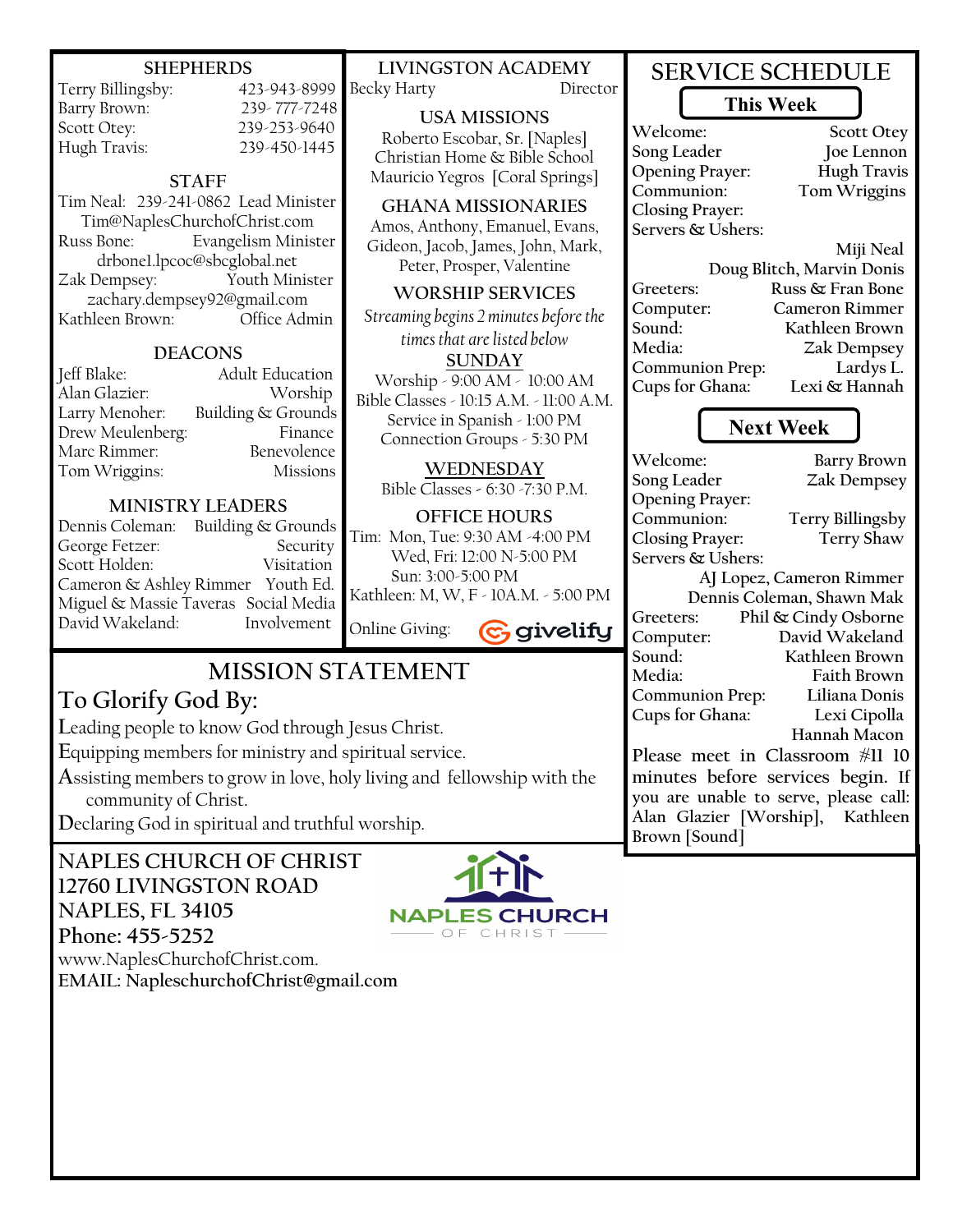## SHEPHERDS

Terry Billingsby: 423-943-8999
Barry Brown: 239- 777-7248
Scott Otey: 239-253-9640
Hugh Travis: 239-450-1445

## STAFF

Tim Neal: 239-241-0862 Lead Minister
Tim@NaplesChurchofChrist.com
Russ Bone: Evangelism Minister
drbone1.lpcoc@sbcglobal.net
Zak Dempsey: Youth Minister
zachary.dempsey92@gmail.com
Kathleen Brown: Office Admin

## DEACONS

Jeff Blake: Adult Education
Alan Glazier: Worship
Larry Menoher: Building & Grounds
Drew Meulenberg: Finance
Marc Rimmer: Benevolence
Tom Wriggins: Missions

## MINISTRY LEADERS

Dennis Coleman: Building & Grounds
George Fetzer: Security
Scott Holden: Visitation
Cameron & Ashley Rimmer Youth Ed.
Miguel & Massie Taveras Social Media
David Wakeland: Involvement

## LIVINGSTON ACADEMY

Becky Harty Director

## USA MISSIONS

Roberto Escobar, Sr. [Naples]
Christian Home & Bible School
Mauricio Yegros [Coral Springs]

## GHANA MISSIONARIES

Amos, Anthony, Emanuel, Evans, Gideon, Jacob, James, John, Mark, Peter, Prosper, Valentine

## WORSHIP SERVICES

*Streaming begins 2 minutes before the times that are listed below*

**SUNDAY**

Worship - 9:00 AM - 10:00 AM
Bible Classes - 10:15 A.M. - 11:00 A.M.
Service in Spanish - 1:00 PM
Connection Groups - 5:30 PM

**WEDNESDAY**

Bible Classes - 6:30 -7:30 P.M.

## OFFICE HOURS

Tim: Mon, Tue: 9:30 AM -4:00 PM
Wed, Fri: 12:00 N-5:00 PM
Sun: 3:00-5:00 PM
Kathleen: M, W, F - 10A.M. - 5:00 PM

Online Giving: givelify

## SERVICE SCHEDULE

### This Week

Welcome: Scott Otey
Song Leader: Joe Lennon
Opening Prayer: Hugh Travis
Communion: Tom Wriggins
Closing Prayer:
Servers & Ushers: Miji Neal, Doug Blitch, Marvin Donis
Greeters: Russ & Fran Bone
Computer: Cameron Rimmer
Sound: Kathleen Brown
Media: Zak Dempsey
Communion Prep: Lardys L.
Cups for Ghana: Lexi & Hannah

### Next Week

Welcome: Barry Brown
Song Leader: Zak Dempsey
Opening Prayer:
Communion: Terry Billingsby
Closing Prayer: Terry Shaw
Servers & Ushers: AJ Lopez, Cameron Rimmer, Dennis Coleman, Shawn Mak
Greeters: Phil & Cindy Osborne
Computer: David Wakeland
Sound: Kathleen Brown
Media: Faith Brown
Communion Prep: Liliana Donis
Cups for Ghana: Lexi Cipolla, Hannah Macon

Please meet in Classroom #11 10 minutes before services begin. If you are unable to serve, please call: Alan Glazier [Worship], Kathleen Brown [Sound]

## MISSION STATEMENT

### To Glorify God By:

Leading people to know God through Jesus Christ.
Equipping members for ministry and spiritual service.
Assisting members to grow in love, holy living and fellowship with the community of Christ.
Declaring God in spiritual and truthful worship.

NAPLES CHURCH OF CHRIST
12760 LIVINGSTON ROAD
NAPLES, FL 34105
Phone: 455-5252
www.NaplesChurchofChrist.com.
EMAIL: NapleschurchofChrist@gmail.com

NAPLES CHURCH OF CHRIST